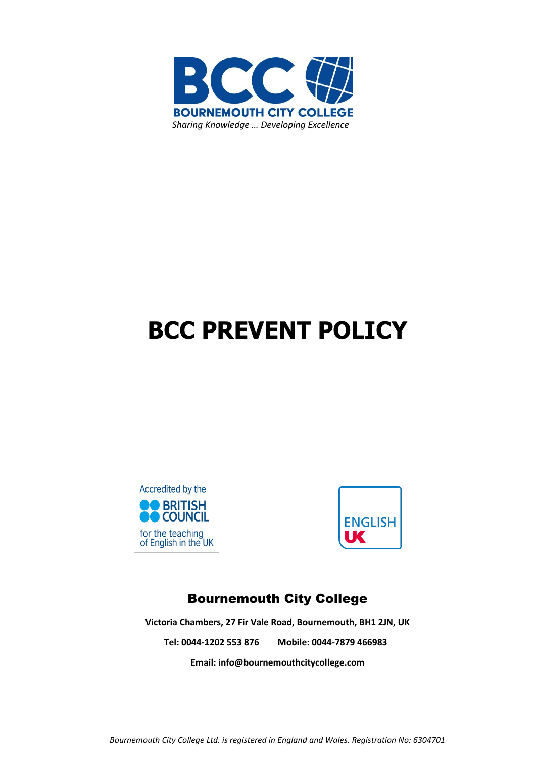**BOURNEMOUTH CITY COLLEGE**

*Sharing Knowledge … Developing Excellence*

# BCC PREVENT POLICY

Accredited by the BRITISH COUNCIL for the teaching of English in the UK

ENGLISH UK

## Bournemouth City College

**Victoria Chambers, 27 Fir Vale Road, Bournemouth, BH1 2JN, UK**

**Tel: 0044-1202 553 876  Mobile: 0044-7879 466983**

**Email: info@bournemouthcitycollege.com**

*Bournemouth City College Ltd. is registered in England and Wales. Registration No: 6304701*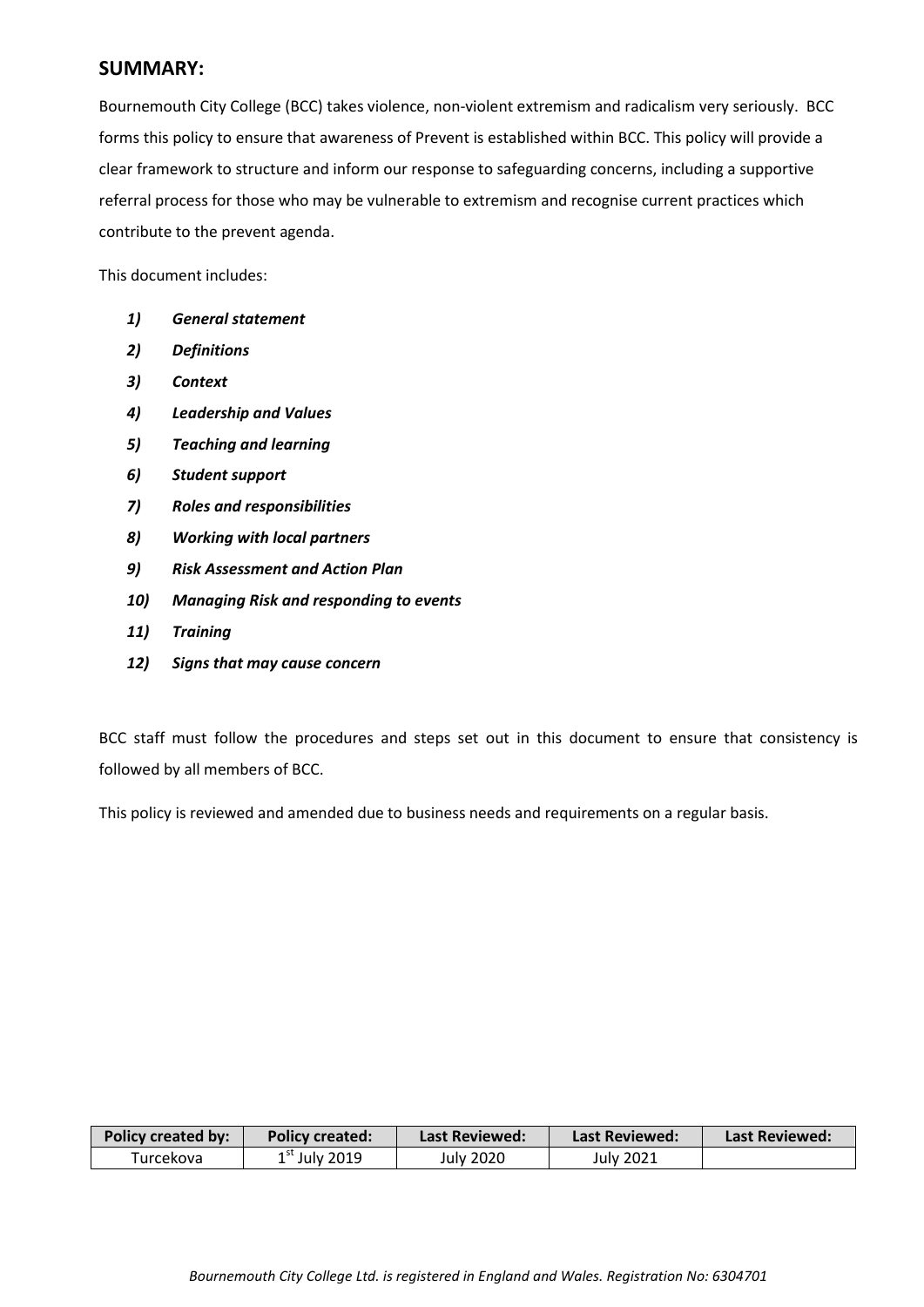## SUMMARY:

Bournemouth City College (BCC) takes violence, non-violent extremism and radicalism very seriously. BCC forms this policy to ensure that awareness of Prevent is established within BCC. This policy will provide a clear framework to structure and inform our response to safeguarding concerns, including a supportive referral process for those who may be vulnerable to extremism and recognise current practices which contribute to the prevent agenda.

This document includes:

1) ***General statement***
2) ***Definitions***
3) ***Context***
4) ***Leadership and Values***
5) ***Teaching and learning***
6) ***Student support***
7) ***Roles and responsibilities***
8) ***Working with local partners***
9) ***Risk Assessment and Action Plan***
10) ***Managing Risk and responding to events***
11) ***Training***
12) ***Signs that may cause concern***

BCC staff must follow the procedures and steps set out in this document to ensure that consistency is followed by all members of BCC.

This policy is reviewed and amended due to business needs and requirements on a regular basis.

| Policy created by: | Policy created: | Last Reviewed: | Last Reviewed: | Last Reviewed: |
|---|---|---|---|---|
| Turcekova | 1st July 2019 | July 2020 | July 2021 | |

*Bournemouth City College Ltd. is registered in England and Wales. Registration No: 6304701*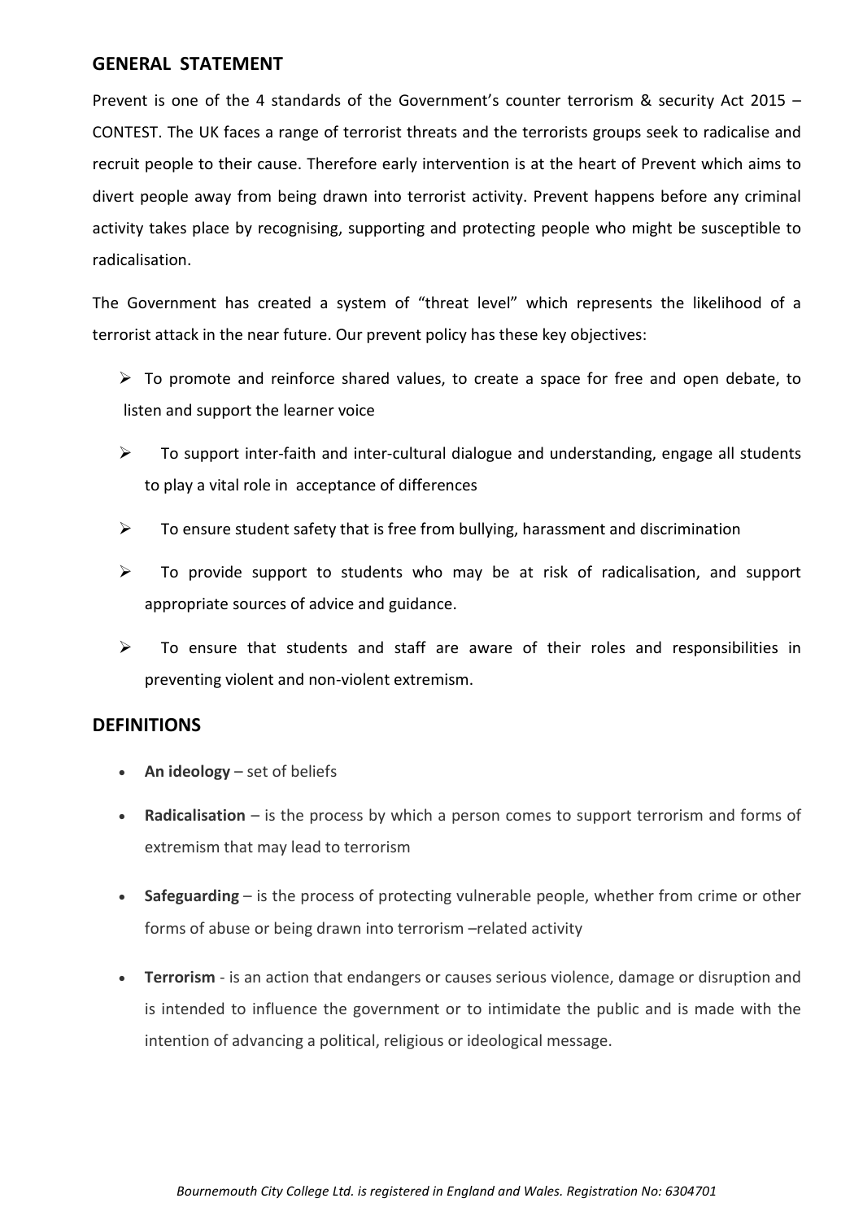## GENERAL STATEMENT

Prevent is one of the 4 standards of the Government's counter terrorism & security Act 2015 – CONTEST. The UK faces a range of terrorist threats and the terrorists groups seek to radicalise and recruit people to their cause. Therefore early intervention is at the heart of Prevent which aims to divert people away from being drawn into terrorist activity. Prevent happens before any criminal activity takes place by recognising, supporting and protecting people who might be susceptible to radicalisation.

The Government has created a system of "threat level" which represents the likelihood of a terrorist attack in the near future. Our prevent policy has these key objectives:

- To promote and reinforce shared values, to create a space for free and open debate, to listen and support the learner voice
- To support inter-faith and inter-cultural dialogue and understanding, engage all students to play a vital role in acceptance of differences
- To ensure student safety that is free from bullying, harassment and discrimination
- To provide support to students who may be at risk of radicalisation, and support appropriate sources of advice and guidance.
- To ensure that students and staff are aware of their roles and responsibilities in preventing violent and non-violent extremism.

## DEFINITIONS

- **An ideology** – set of beliefs
- **Radicalisation** – is the process by which a person comes to support terrorism and forms of extremism that may lead to terrorism
- **Safeguarding** – is the process of protecting vulnerable people, whether from crime or other forms of abuse or being drawn into terrorism –related activity
- **Terrorism** - is an action that endangers or causes serious violence, damage or disruption and is intended to influence the government or to intimidate the public and is made with the intention of advancing a political, religious or ideological message.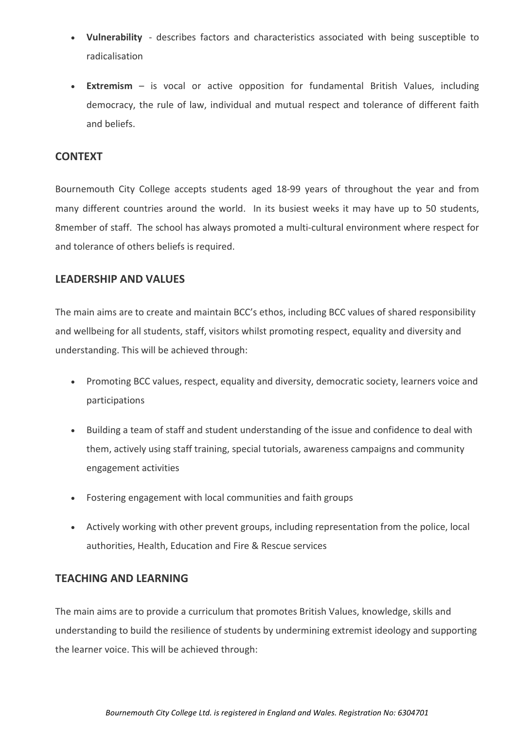- **Vulnerability** - describes factors and characteristics associated with being susceptible to radicalisation

- **Extremism** – is vocal or active opposition for fundamental British Values, including democracy, the rule of law, individual and mutual respect and tolerance of different faith and beliefs.

## CONTEXT

Bournemouth City College accepts students aged 18-99 years of throughout the year and from many different countries around the world. In its busiest weeks it may have up to 50 students, 8member of staff. The school has always promoted a multi-cultural environment where respect for and tolerance of others beliefs is required.

## LEADERSHIP AND VALUES

The main aims are to create and maintain BCC's ethos, including BCC values of shared responsibility and wellbeing for all students, staff, visitors whilst promoting respect, equality and diversity and understanding. This will be achieved through:

- Promoting BCC values, respect, equality and diversity, democratic society, learners voice and participations

- Building a team of staff and student understanding of the issue and confidence to deal with them, actively using staff training, special tutorials, awareness campaigns and community engagement activities

- Fostering engagement with local communities and faith groups

- Actively working with other prevent groups, including representation from the police, local authorities, Health, Education and Fire & Rescue services

## TEACHING AND LEARNING

The main aims are to provide a curriculum that promotes British Values, knowledge, skills and understanding to build the resilience of students by undermining extremist ideology and supporting the learner voice. This will be achieved through: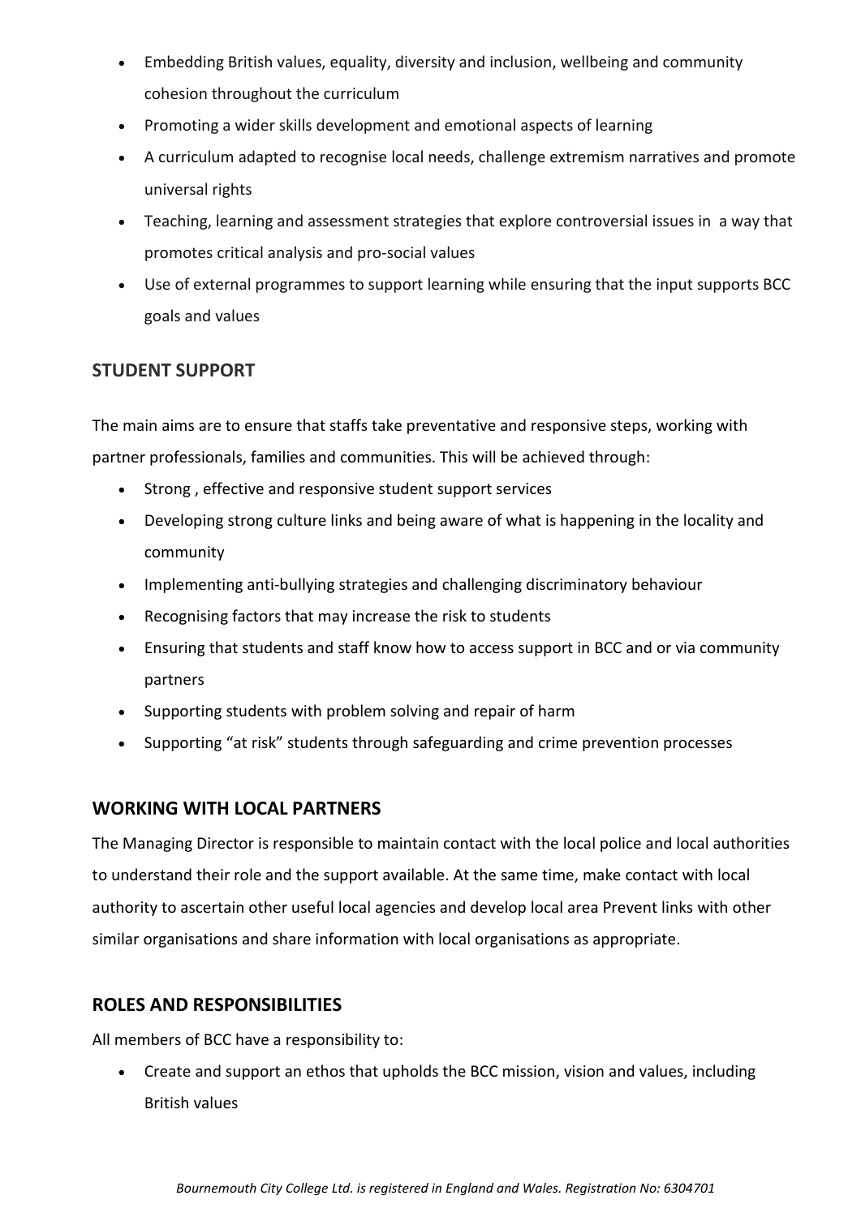- Embedding British values, equality, diversity and inclusion, wellbeing and community cohesion throughout the curriculum
- Promoting a wider skills development and emotional aspects of learning
- A curriculum adapted to recognise local needs, challenge extremism narratives and promote universal rights
- Teaching, learning and assessment strategies that explore controversial issues in a way that promotes critical analysis and pro-social values
- Use of external programmes to support learning while ensuring that the input supports BCC goals and values

## STUDENT SUPPORT

The main aims are to ensure that staffs take preventative and responsive steps, working with partner professionals, families and communities. This will be achieved through:

- Strong , effective and responsive student support services
- Developing strong culture links and being aware of what is happening in the locality and community
- Implementing anti-bullying strategies and challenging discriminatory behaviour
- Recognising factors that may increase the risk to students
- Ensuring that students and staff know how to access support in BCC and or via community partners
- Supporting students with problem solving and repair of harm
- Supporting "at risk" students through safeguarding and crime prevention processes

## WORKING WITH LOCAL PARTNERS

The Managing Director is responsible to maintain contact with the local police and local authorities to understand their role and the support available. At the same time, make contact with local authority to ascertain other useful local agencies and develop local area Prevent links with other similar organisations and share information with local organisations as appropriate.

## ROLES AND RESPONSIBILITIES

All members of BCC have a responsibility to:

- Create and support an ethos that upholds the BCC mission, vision and values, including British values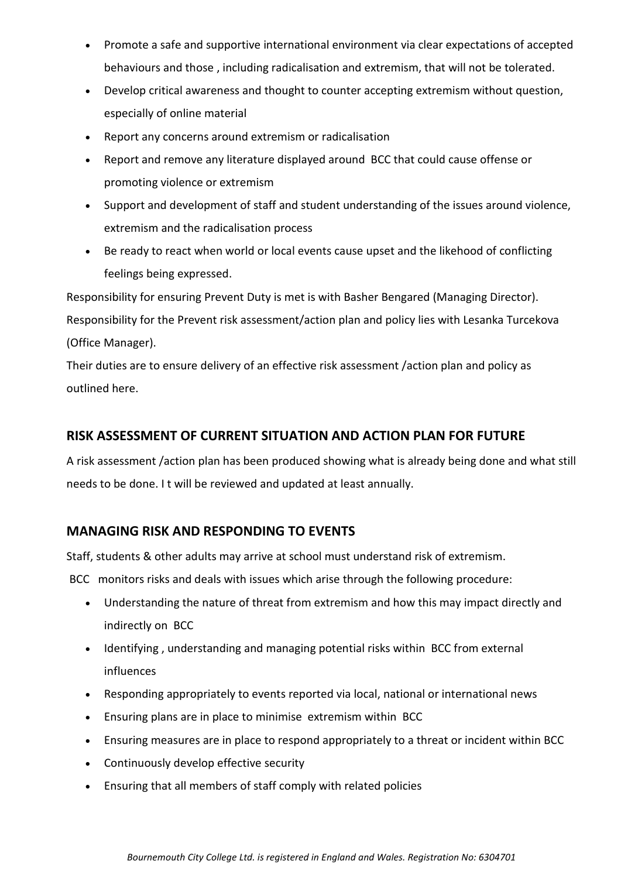- Promote a safe and supportive international environment via clear expectations of accepted behaviours and those , including radicalisation and extremism, that will not be tolerated.
- Develop critical awareness and thought to counter accepting extremism without question, especially of online material
- Report any concerns around extremism or radicalisation
- Report and remove any literature displayed around BCC that could cause offense or promoting violence or extremism
- Support and development of staff and student understanding of the issues around violence, extremism and the radicalisation process
- Be ready to react when world or local events cause upset and the likehood of conflicting feelings being expressed.

Responsibility for ensuring Prevent Duty is met is with Basher Bengared (Managing Director).
Responsibility for the Prevent risk assessment/action plan and policy lies with Lesanka Turcekova (Office Manager).
Their duties are to ensure delivery of an effective risk assessment /action plan and policy as outlined here.

## RISK ASSESSMENT OF CURRENT SITUATION AND ACTION PLAN FOR FUTURE

A risk assessment /action plan has been produced showing what is already being done and what still needs to be done. I t will be reviewed and updated at least annually.

## MANAGING RISK AND RESPONDING TO EVENTS

Staff, students & other adults may arrive at school must understand risk of extremism.
BCC monitors risks and deals with issues which arise through the following procedure:

- Understanding the nature of threat from extremism and how this may impact directly and indirectly on BCC
- Identifying , understanding and managing potential risks within BCC from external influences
- Responding appropriately to events reported via local, national or international news
- Ensuring plans are in place to minimise extremism within BCC
- Ensuring measures are in place to respond appropriately to a threat or incident within BCC
- Continuously develop effective security
- Ensuring that all members of staff comply with related policies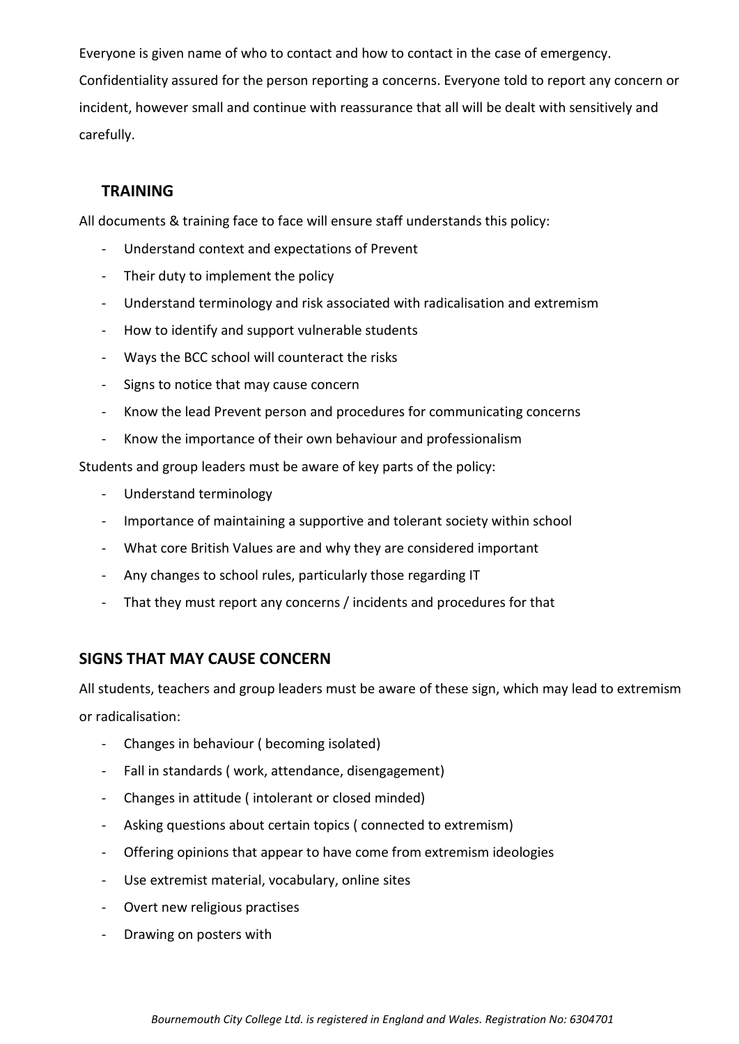Everyone is given name of who to contact and how to contact in the case of emergency. Confidentiality assured for the person reporting a concerns. Everyone told to report any concern or incident, however small and continue with reassurance that all will be dealt with sensitively and carefully.

## TRAINING

All documents & training face to face will ensure staff understands this policy:

- Understand context and expectations of Prevent
- Their duty to implement the policy
- Understand terminology and risk associated with radicalisation and extremism
- How to identify and support vulnerable students
- Ways the BCC school will counteract the risks
- Signs to notice that may cause concern
- Know the lead Prevent person and procedures for communicating concerns
- Know the importance of their own behaviour and professionalism

Students and group leaders must be aware of key parts of the policy:

- Understand terminology
- Importance of maintaining a supportive and tolerant society within school
- What core British Values are and why they are considered important
- Any changes to school rules, particularly those regarding IT
- That they must report any concerns / incidents and procedures for that

## SIGNS THAT MAY CAUSE CONCERN

All students, teachers and group leaders must be aware of these sign, which may lead to extremism or radicalisation:

- Changes in behaviour ( becoming isolated)
- Fall in standards ( work, attendance, disengagement)
- Changes in attitude ( intolerant or closed minded)
- Asking questions about certain topics ( connected to extremism)
- Offering opinions that appear to have come from extremism ideologies
- Use extremist material, vocabulary, online sites
- Overt new religious practises
- Drawing on posters with